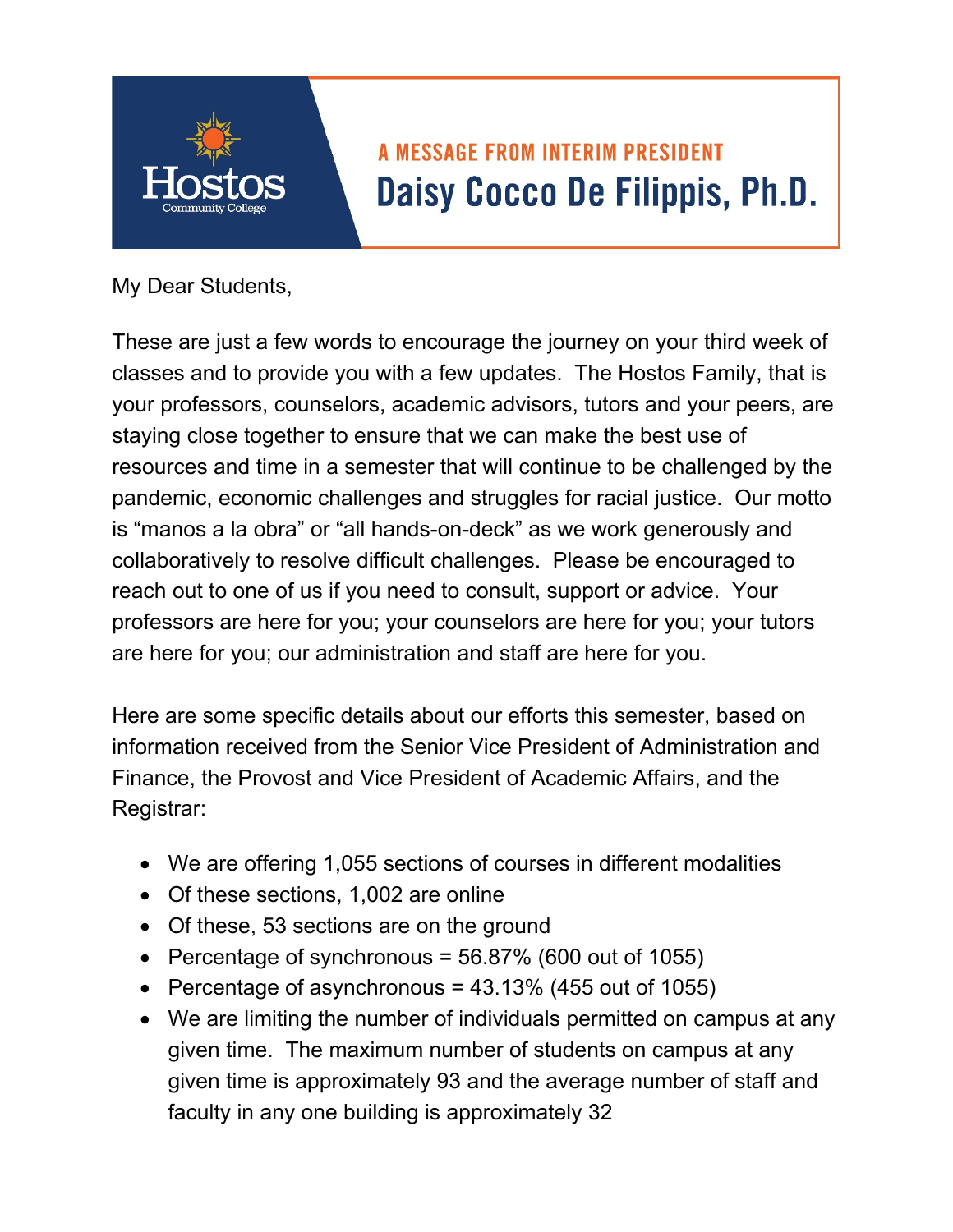Hostos Community College

## A MESSAGE FROM INTERIM PRESIDENT

# Daisy Cocco De Filippis, Ph.D.

My Dear Students,

These are just a few words to encourage the journey on your third week of classes and to provide you with a few updates. The Hostos Family, that is your professors, counselors, academic advisors, tutors and your peers, are staying close together to ensure that we can make the best use of resources and time in a semester that will continue to be challenged by the pandemic, economic challenges and struggles for racial justice. Our motto is “manos a la obra” or “all hands-on-deck” as we work generously and collaboratively to resolve difficult challenges. Please be encouraged to reach out to one of us if you need to consult, support or advice. Your professors are here for you; your counselors are here for you; your tutors are here for you; our administration and staff are here for you.

Here are some specific details about our efforts this semester, based on information received from the Senior Vice President of Administration and Finance, the Provost and Vice President of Academic Affairs, and the Registrar:

- We are offering 1,055 sections of courses in different modalities
- Of these sections, 1,002 are online
- Of these, 53 sections are on the ground
- Percentage of synchronous = 56.87% (600 out of 1055)
- Percentage of asynchronous = 43.13% (455 out of 1055)
- We are limiting the number of individuals permitted on campus at any given time. The maximum number of students on campus at any given time is approximately 93 and the average number of staff and faculty in any one building is approximately 32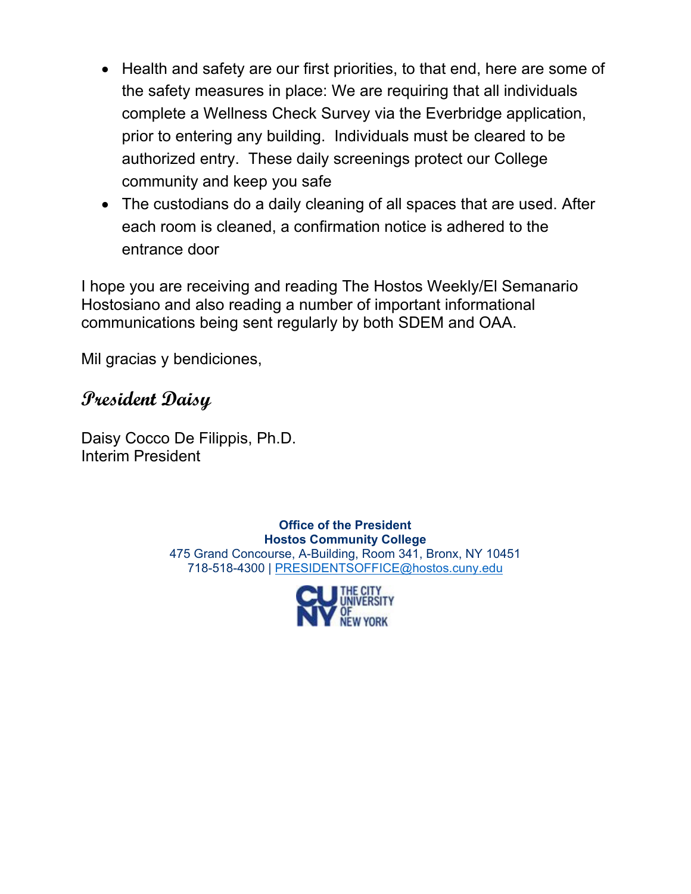- Health and safety are our first priorities, to that end, here are some of the safety measures in place: We are requiring that all individuals complete a Wellness Check Survey via the Everbridge application, prior to entering any building. Individuals must be cleared to be authorized entry. These daily screenings protect our College community and keep you safe
- The custodians do a daily cleaning of all spaces that are used. After each room is cleaned, a confirmation notice is adhered to the entrance door

I hope you are receiving and reading The Hostos Weekly/El Semanario Hostosiano and also reading a number of important informational communications being sent regularly by both SDEM and OAA.

Mil gracias y bendiciones,

***President Daisy***

Daisy Cocco De Filippis, Ph.D.
Interim President

**Office of the President**
**Hostos Community College**
475 Grand Concourse, A-Building, Room 341, Bronx, NY 10451
718-518-4300 | PRESIDENTSOFFICE@hostos.cuny.edu

CUNY THE CITY UNIVERSITY OF NEW YORK